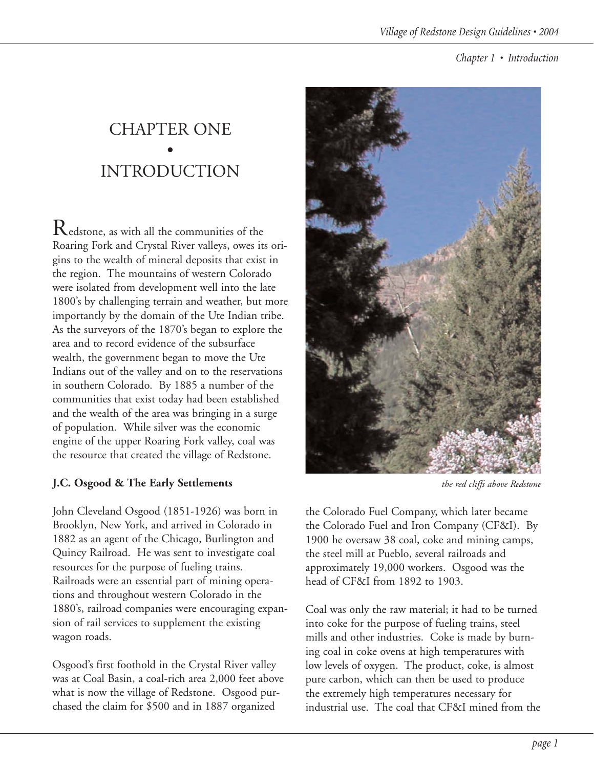# CHAPTER ONE • INTRODUCTION

Redstone, as with all the communities of the Roaring Fork and Crystal River valleys, owes its origins to the wealth of mineral deposits that exist in the region. The mountains of western Colorado were isolated from development well into the late 1800's by challenging terrain and weather, but more importantly by the domain of the Ute Indian tribe. As the surveyors of the 1870's began to explore the area and to record evidence of the subsurface wealth, the government began to move the Ute Indians out of the valley and on to the reservations in southern Colorado. By 1885 a number of the communities that exist today had been established and the wealth of the area was bringing in a surge of population. While silver was the economic engine of the upper Roaring Fork valley, coal was the resource that created the village of Redstone.

*the red cliffs above Redstone*

**J.C. Osgood & The Early Settlements**

John Cleveland Osgood (1851-1926) was born in Brooklyn, New York, and arrived in Colorado in 1882 as an agent of the Chicago, Burlington and Quincy Railroad. He was sent to investigate coal resources for the purpose of fueling trains. Railroads were an essential part of mining operations and throughout western Colorado in the 1880's, railroad companies were encouraging expansion of rail services to supplement the existing wagon roads.

Osgood's first foothold in the Crystal River valley was at Coal Basin, a coal-rich area 2,000 feet above what is now the village of Redstone. Osgood purchased the claim for $500 and in 1887 organized the Colorado Fuel Company, which later became the Colorado Fuel and Iron Company (CF&I). By 1900 he oversaw 38 coal, coke and mining camps, the steel mill at Pueblo, several railroads and approximately 19,000 workers. Osgood was the head of CF&I from 1892 to 1903.

Coal was only the raw material; it had to be turned into coke for the purpose of fueling trains, steel mills and other industries. Coke is made by burning coal in coke ovens at high temperatures with low levels of oxygen. The product, coke, is almost pure carbon, which can then be used to produce the extremely high temperatures necessary for industrial use. The coal that CF&I mined from the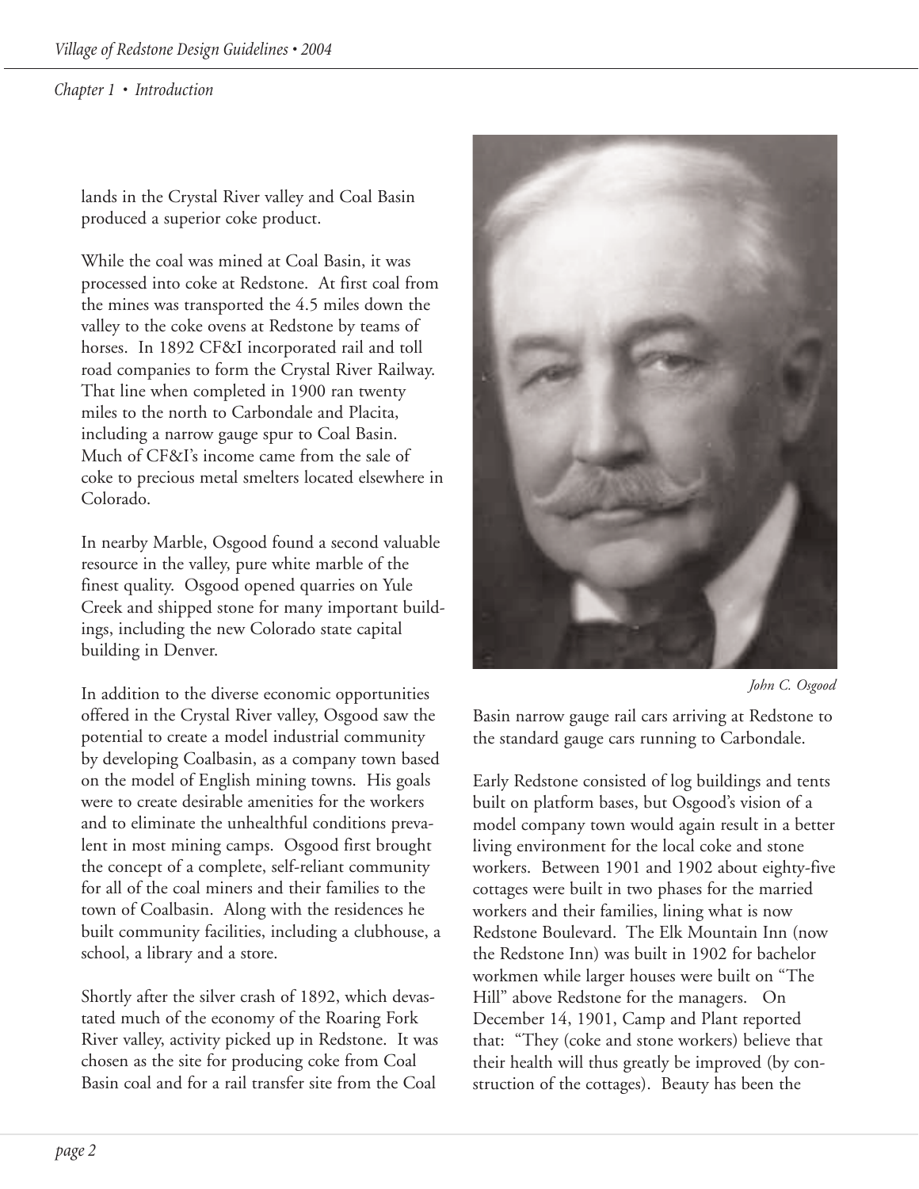lands in the Crystal River valley and Coal Basin produced a superior coke product.

While the coal was mined at Coal Basin, it was processed into coke at Redstone. At first coal from the mines was transported the 4.5 miles down the valley to the coke ovens at Redstone by teams of horses. In 1892 CF&I incorporated rail and toll road companies to form the Crystal River Railway. That line when completed in 1900 ran twenty miles to the north to Carbondale and Placita, including a narrow gauge spur to Coal Basin. Much of CF&I's income came from the sale of coke to precious metal smelters located elsewhere in Colorado.

In nearby Marble, Osgood found a second valuable resource in the valley, pure white marble of the finest quality. Osgood opened quarries on Yule Creek and shipped stone for many important buildings, including the new Colorado state capital building in Denver.

In addition to the diverse economic opportunities offered in the Crystal River valley, Osgood saw the potential to create a model industrial community by developing Coalbasin, as a company town based on the model of English mining towns. His goals were to create desirable amenities for the workers and to eliminate the unhealthful conditions prevalent in most mining camps. Osgood first brought the concept of a complete, self-reliant community for all of the coal miners and their families to the town of Coalbasin. Along with the residences he built community facilities, including a clubhouse, a school, a library and a store.

Shortly after the silver crash of 1892, which devastated much of the economy of the Roaring Fork River valley, activity picked up in Redstone. It was chosen as the site for producing coke from Coal Basin coal and for a rail transfer site from the Coal Basin narrow gauge rail cars arriving at Redstone to the standard gauge cars running to Carbondale.

*John C. Osgood*

Early Redstone consisted of log buildings and tents built on platform bases, but Osgood's vision of a model company town would again result in a better living environment for the local coke and stone workers. Between 1901 and 1902 about eighty-five cottages were built in two phases for the married workers and their families, lining what is now Redstone Boulevard. The Elk Mountain Inn (now the Redstone Inn) was built in 1902 for bachelor workmen while larger houses were built on "The Hill" above Redstone for the managers. On December 14, 1901, Camp and Plant reported that: "They (coke and stone workers) believe that their health will thus greatly be improved (by construction of the cottages). Beauty has been the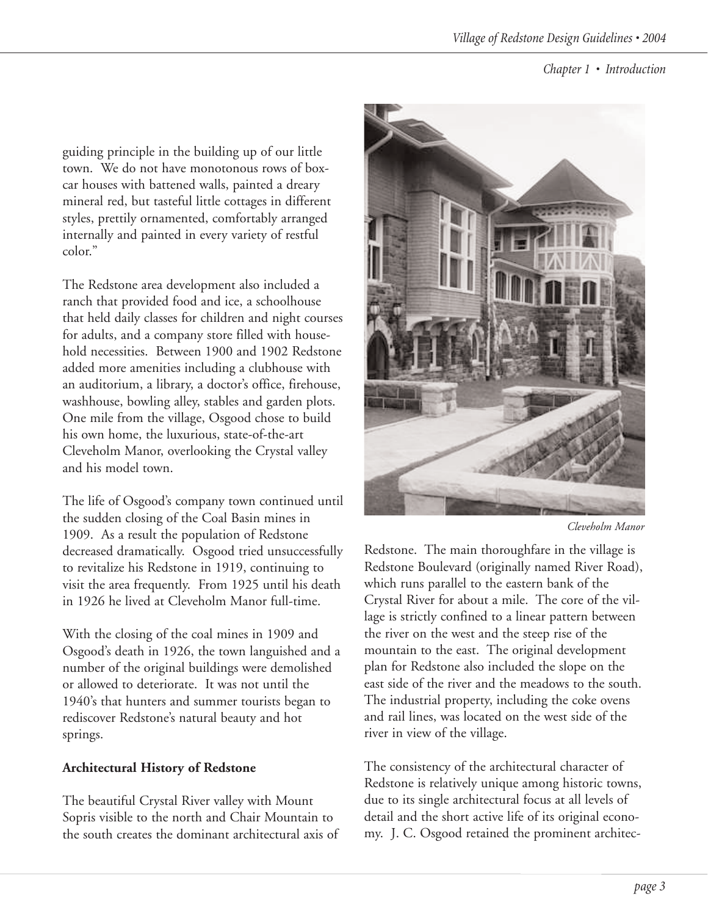guiding principle in the building up of our little town. We do not have monotonous rows of box-car houses with battened walls, painted a dreary mineral red, but tasteful little cottages in different styles, prettily ornamented, comfortably arranged internally and painted in every variety of restful color."

The Redstone area development also included a ranch that provided food and ice, a schoolhouse that held daily classes for children and night courses for adults, and a company store filled with household necessities. Between 1900 and 1902 Redstone added more amenities including a clubhouse with an auditorium, a library, a doctor's office, firehouse, washhouse, bowling alley, stables and garden plots. One mile from the village, Osgood chose to build his own home, the luxurious, state-of-the-art Cleveholm Manor, overlooking the Crystal valley and his model town.

The life of Osgood's company town continued until the sudden closing of the Coal Basin mines in 1909. As a result the population of Redstone decreased dramatically. Osgood tried unsuccessfully to revitalize his Redstone in 1919, continuing to visit the area frequently. From 1925 until his death in 1926 he lived at Cleveholm Manor full-time.

With the closing of the coal mines in 1909 and Osgood's death in 1926, the town languished and a number of the original buildings were demolished or allowed to deteriorate. It was not until the 1940's that hunters and summer tourists began to rediscover Redstone's natural beauty and hot springs.

**Architectural History of Redstone**

The beautiful Crystal River valley with Mount Sopris visible to the north and Chair Mountain to the south creates the dominant architectural axis of Redstone. The main thoroughfare in the village is Redstone Boulevard (originally named River Road), which runs parallel to the eastern bank of the Crystal River for about a mile. The core of the village is strictly confined to a linear pattern between the river on the west and the steep rise of the mountain to the east. The original development plan for Redstone also included the slope on the east side of the river and the meadows to the south. The industrial property, including the coke ovens and rail lines, was located on the west side of the river in view of the village.

*Cleveholm Manor*

The consistency of the architectural character of Redstone is relatively unique among historic towns, due to its single architectural focus at all levels of detail and the short active life of its original economy. J. C. Osgood retained the prominent architec-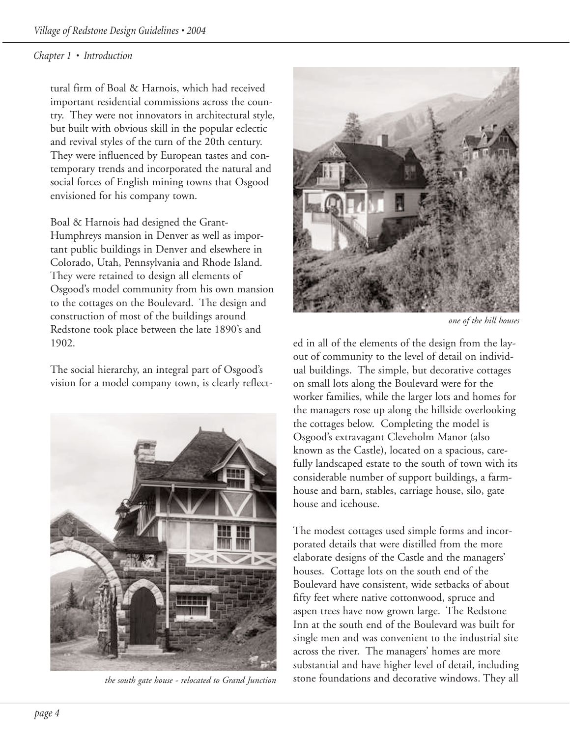tural firm of Boal & Harnois, which had received important residential commissions across the country. They were not innovators in architectural style, but built with obvious skill in the popular eclectic and revival styles of the turn of the 20th century. They were influenced by European tastes and contemporary trends and incorporated the natural and social forces of English mining towns that Osgood envisioned for his company town.

Boal & Harnois had designed the Grant-Humphreys mansion in Denver as well as important public buildings in Denver and elsewhere in Colorado, Utah, Pennsylvania and Rhode Island. They were retained to design all elements of Osgood's model community from his own mansion to the cottages on the Boulevard. The design and construction of most of the buildings around Redstone took place between the late 1890's and 1902.

The social hierarchy, an integral part of Osgood's vision for a model company town, is clearly reflected in all of the elements of the design from the layout of community to the level of detail on individual buildings. The simple, but decorative cottages on small lots along the Boulevard were for the worker families, while the larger lots and homes for the managers rose up along the hillside overlooking the cottages below. Completing the model is Osgood's extravagant Cleveholm Manor (also known as the Castle), located on a spacious, carefully landscaped estate to the south of town with its considerable number of support buildings, a farmhouse and barn, stables, carriage house, silo, gate house and icehouse.

*the south gate house - relocated to Grand Junction*

*one of the hill houses*

The modest cottages used simple forms and incorporated details that were distilled from the more elaborate designs of the Castle and the managers' houses. Cottage lots on the south end of the Boulevard have consistent, wide setbacks of about fifty feet where native cottonwood, spruce and aspen trees have now grown large. The Redstone Inn at the south end of the Boulevard was built for single men and was convenient to the industrial site across the river. The managers' homes are more substantial and have higher level of detail, including stone foundations and decorative windows. They all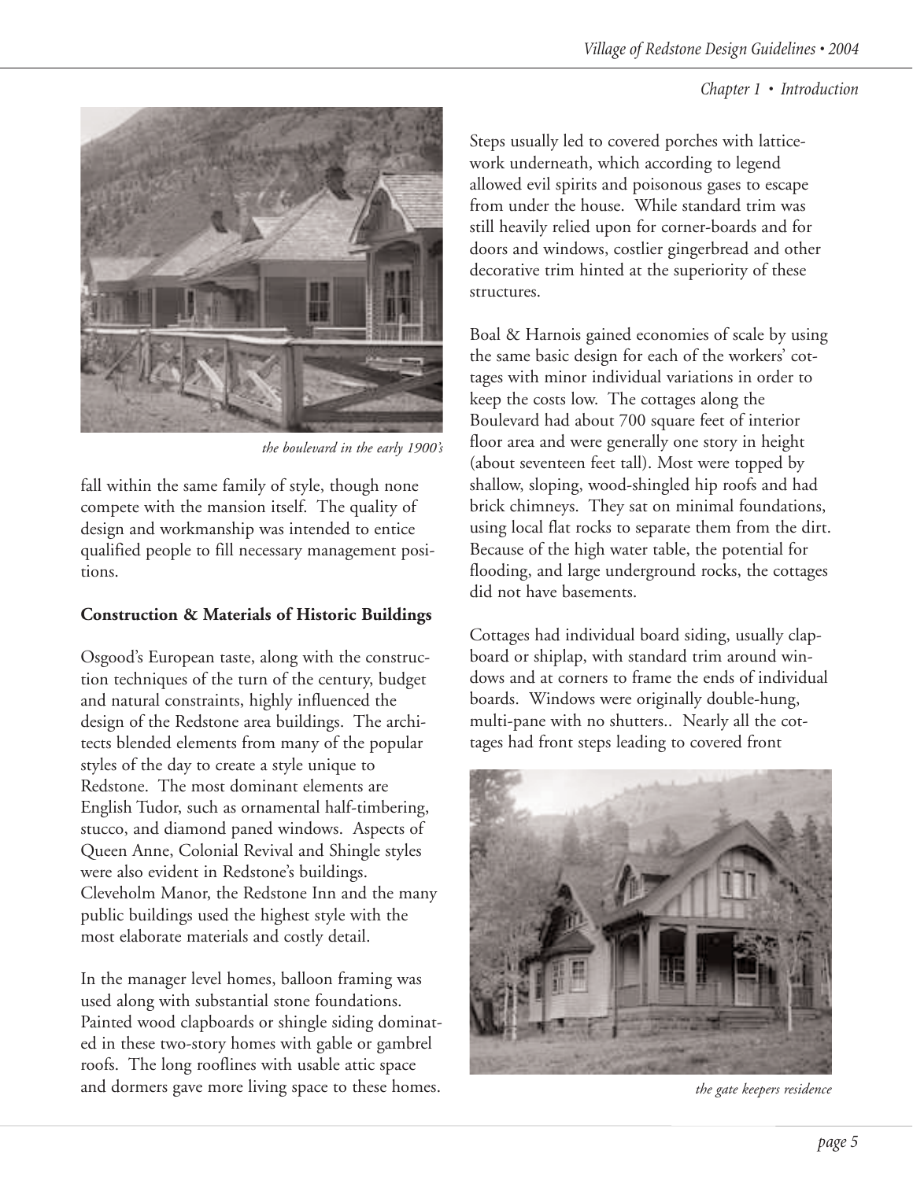*the boulevard in the early 1900's*

fall within the same family of style, though none compete with the mansion itself. The quality of design and workmanship was intended to entice qualified people to fill necessary management positions.

**Construction & Materials of Historic Buildings**

Osgood's European taste, along with the construction techniques of the turn of the century, budget and natural constraints, highly influenced the design of the Redstone area buildings. The architects blended elements from many of the popular styles of the day to create a style unique to Redstone. The most dominant elements are English Tudor, such as ornamental half-timbering, stucco, and diamond paned windows. Aspects of Queen Anne, Colonial Revival and Shingle styles were also evident in Redstone's buildings. Cleveholm Manor, the Redstone Inn and the many public buildings used the highest style with the most elaborate materials and costly detail.

In the manager level homes, balloon framing was used along with substantial stone foundations. Painted wood clapboards or shingle siding dominated in these two-story homes with gable or gambrel roofs. The long rooflines with usable attic space and dormers gave more living space to these homes. Steps usually led to covered porches with latticework underneath, which according to legend allowed evil spirits and poisonous gases to escape from under the house. While standard trim was still heavily relied upon for corner-boards and for doors and windows, costlier gingerbread and other decorative trim hinted at the superiority of these structures.

Boal & Harnois gained economies of scale by using the same basic design for each of the workers' cottages with minor individual variations in order to keep the costs low. The cottages along the Boulevard had about 700 square feet of interior floor area and were generally one story in height (about seventeen feet tall). Most were topped by shallow, sloping, wood-shingled hip roofs and had brick chimneys. They sat on minimal foundations, using local flat rocks to separate them from the dirt. Because of the high water table, the potential for flooding, and large underground rocks, the cottages did not have basements.

Cottages had individual board siding, usually clapboard or shiplap, with standard trim around windows and at corners to frame the ends of individual boards. Windows were originally double-hung, multi-pane with no shutters.. Nearly all the cottages had front steps leading to covered front

*the gate keepers residence*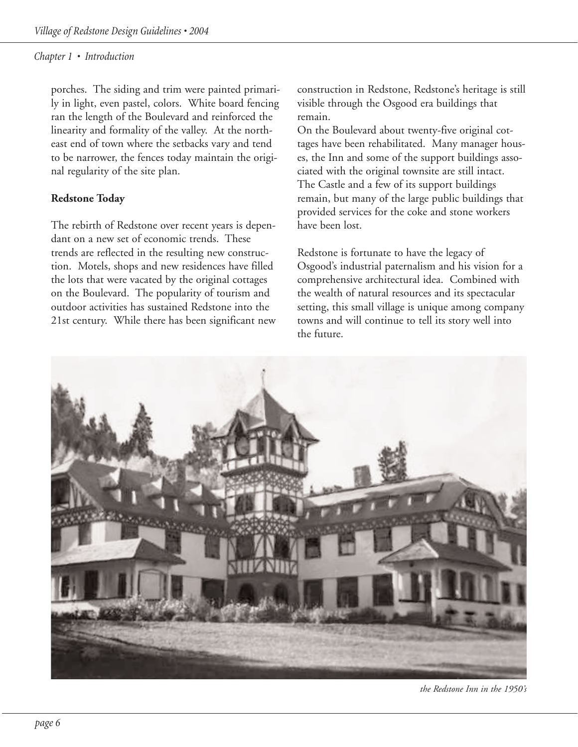porches. The siding and trim were painted primarily in light, even pastel, colors. White board fencing ran the length of the Boulevard and reinforced the linearity and formality of the valley. At the northeast end of town where the setbacks vary and tend to be narrower, the fences today maintain the original regularity of the site plan.

**Redstone Today**

The rebirth of Redstone over recent years is dependant on a new set of economic trends. These trends are reflected in the resulting new construction. Motels, shops and new residences have filled the lots that were vacated by the original cottages on the Boulevard. The popularity of tourism and outdoor activities has sustained Redstone into the 21st century. While there has been significant new construction in Redstone, Redstone's heritage is still visible through the Osgood era buildings that remain.

On the Boulevard about twenty-five original cottages have been rehabilitated. Many manager houses, the Inn and some of the support buildings associated with the original townsite are still intact. The Castle and a few of its support buildings remain, but many of the large public buildings that provided services for the coke and stone workers have been lost.

Redstone is fortunate to have the legacy of Osgood's industrial paternalism and his vision for a comprehensive architectural idea. Combined with the wealth of natural resources and its spectacular setting, this small village is unique among company towns and will continue to tell its story well into the future.

*the Redstone Inn in the 1950's*